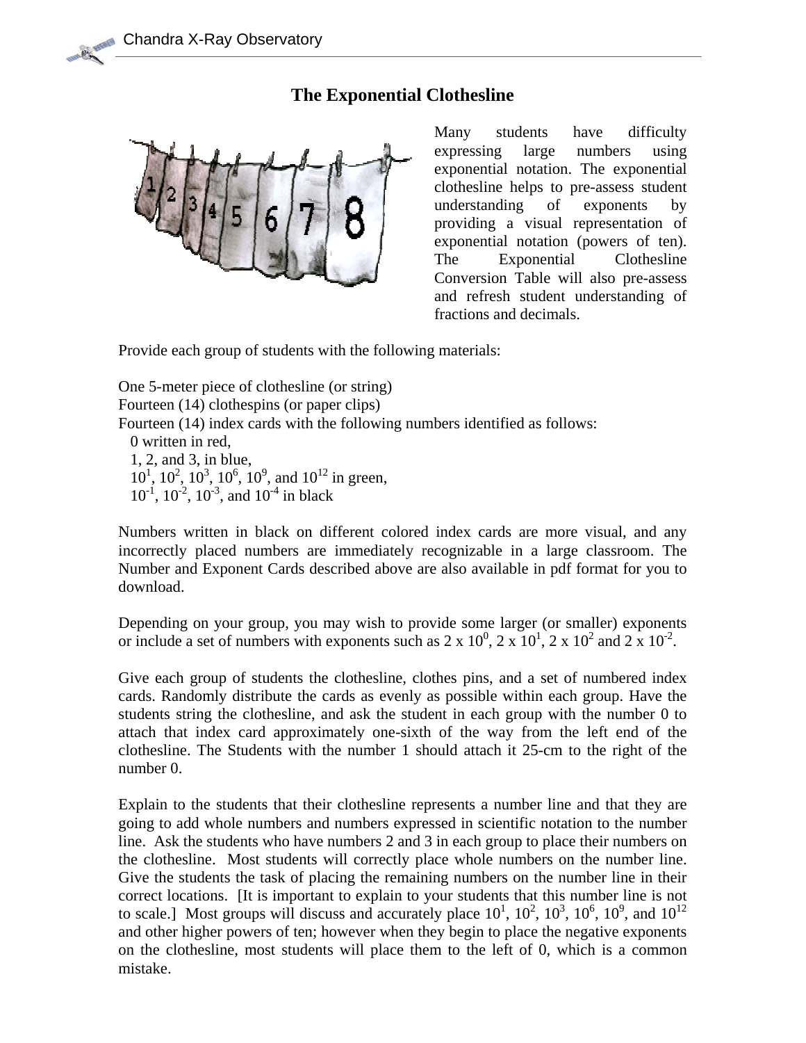# The Exponential Clothesline

Many students have difficulty expressing large numbers using exponential notation. The exponential clothesline helps to pre-assess student understanding of exponents by providing a visual representation of exponential notation (powers of ten). The Exponential Clothesline Conversion Table will also pre-assess and refresh student understanding of fractions and decimals.

Provide each group of students with the following materials:

One 5-meter piece of clothesline (or string)
Fourteen (14) clothespins (or paper clips)
Fourteen (14) index cards with the following numbers identified as follows:
 0 written in red,
 1, 2, and 3, in blue,
 $10^1$, $10^2$, $10^3$, $10^6$, $10^9$, and $10^{12}$ in green,
 $10^{-1}$, $10^{-2}$, $10^{-3}$, and $10^{-4}$ in black

Numbers written in black on different colored index cards are more visual, and any incorrectly placed numbers are immediately recognizable in a large classroom. The Number and Exponent Cards described above are also available in pdf format for you to download.

Depending on your group, you may wish to provide some larger (or smaller) exponents or include a set of numbers with exponents such as $2 \times 10^0$, $2 \times 10^1$, $2 \times 10^2$ and $2 \times 10^{-2}$.

Give each group of students the clothesline, clothes pins, and a set of numbered index cards. Randomly distribute the cards as evenly as possible within each group. Have the students string the clothesline, and ask the student in each group with the number 0 to attach that index card approximately one-sixth of the way from the left end of the clothesline. The Students with the number 1 should attach it 25-cm to the right of the number 0.

Explain to the students that their clothesline represents a number line and that they are going to add whole numbers and numbers expressed in scientific notation to the number line. Ask the students who have numbers 2 and 3 in each group to place their numbers on the clothesline. Most students will correctly place whole numbers on the number line. Give the students the task of placing the remaining numbers on the number line in their correct locations. [It is important to explain to your students that this number line is not to scale.] Most groups will discuss and accurately place $10^1$, $10^2$, $10^3$, $10^6$, $10^9$, and $10^{12}$ and other higher powers of ten; however when they begin to place the negative exponents on the clothesline, most students will place them to the left of 0, which is a common mistake.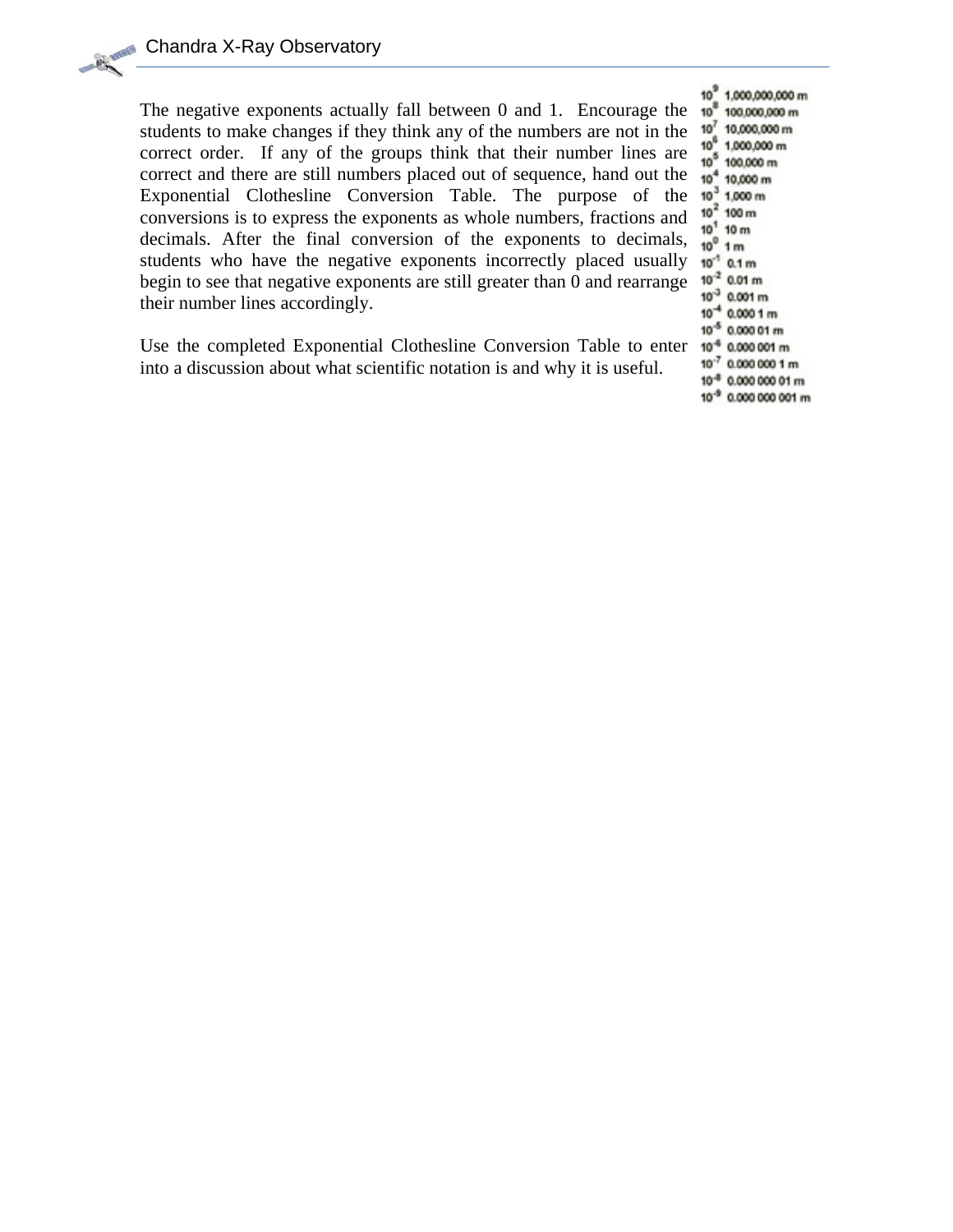The negative exponents actually fall between 0 and 1. Encourage the students to make changes if they think any of the numbers are not in the correct order. If any of the groups think that their number lines are correct and there are still numbers placed out of sequence, hand out the Exponential Clothesline Conversion Table. The purpose of the conversions is to express the exponents as whole numbers, fractions and decimals. After the final conversion of the exponents to decimals, students who have the negative exponents incorrectly placed usually begin to see that negative exponents are still greater than 0 and rearrange their number lines accordingly.

Use the completed Exponential Clothesline Conversion Table to enter into a discussion about what scientific notation is and why it is useful.

$10^9$ 1,000,000,000 m
$10^8$ 100,000,000 m
$10^7$ 10,000,000 m
$10^6$ 1,000,000 m
$10^5$ 100,000 m
$10^4$ 10,000 m
$10^3$ 1,000 m
$10^2$ 100 m
$10^1$ 10 m
$10^0$ 1 m
$10^{-1}$ 0.1 m
$10^{-2}$ 0.01 m
$10^{-3}$ 0.001 m
$10^{-4}$ 0.000 1 m
$10^{-5}$ 0.000 01 m
$10^{-6}$ 0.000 001 m
$10^{-7}$ 0.000 000 1 m
$10^{-8}$ 0.000 000 01 m
$10^{-9}$ 0.000 000 001 m